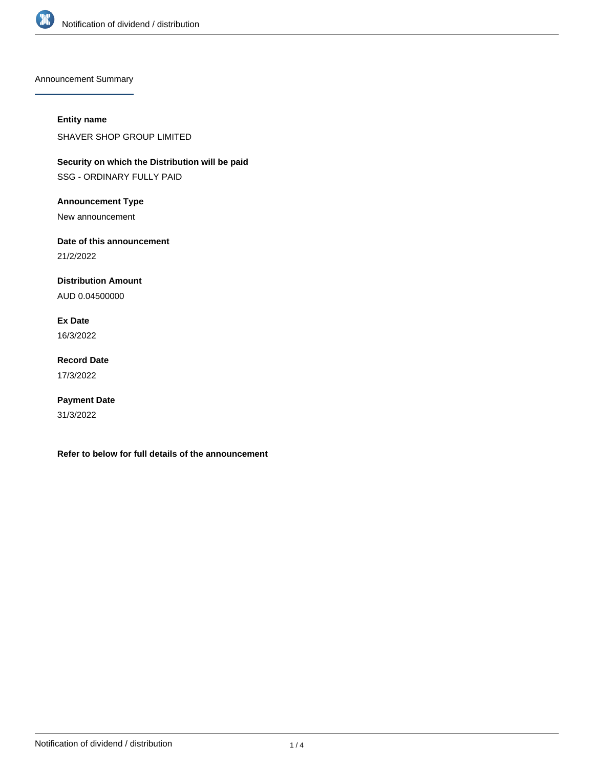Announcement Summary

**Entity name**

SHAVER SHOP GROUP LIMITED

**Security on which the Distribution will be paid**

SSG - ORDINARY FULLY PAID

**Announcement Type**

New announcement

**Date of this announcement**

21/2/2022

**Distribution Amount**

AUD 0.04500000

**Ex Date**

16/3/2022

**Record Date**

17/3/2022

**Payment Date**

31/3/2022

**Refer to below for full details of the announcement**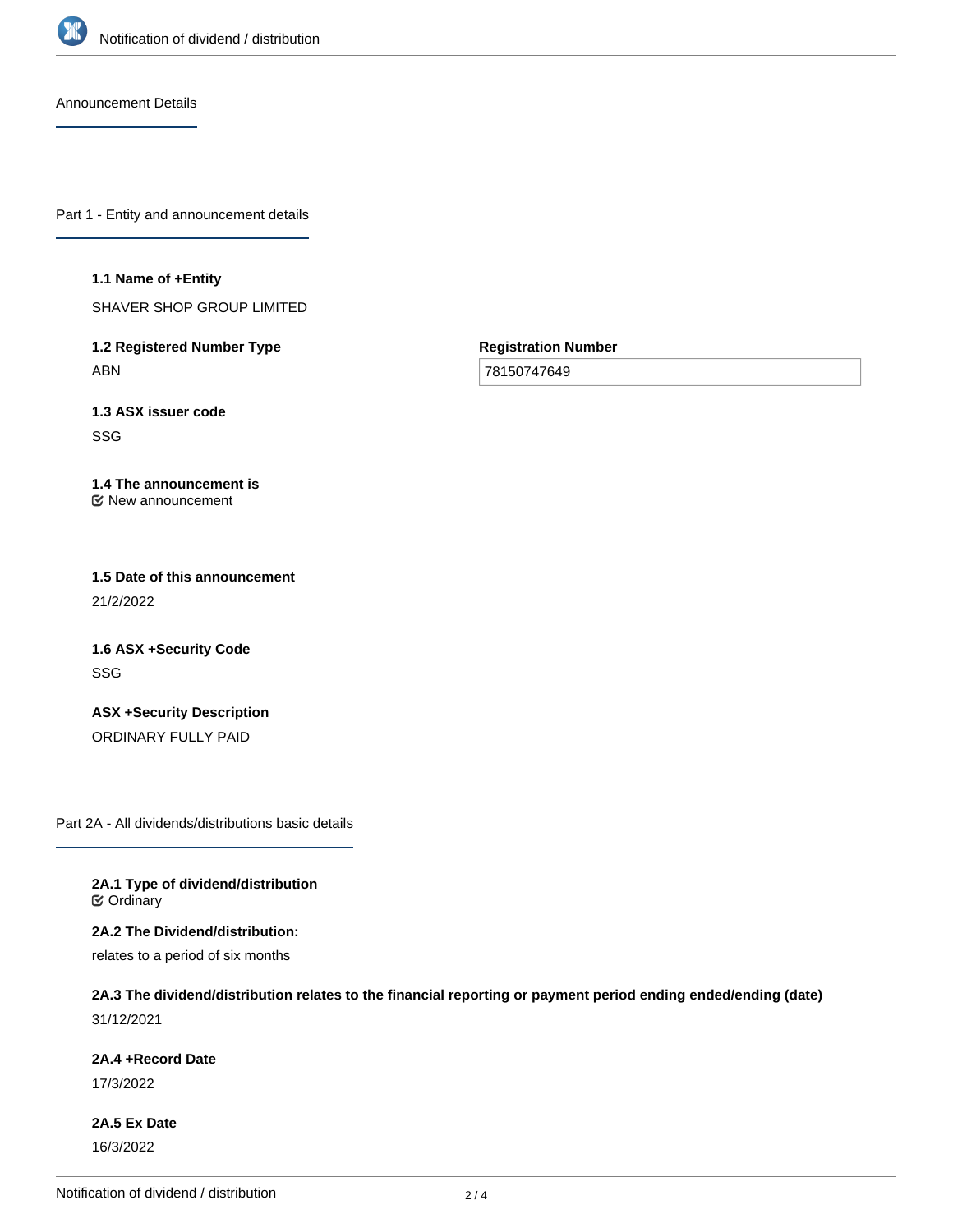Announcement Details

## Part 1 - Entity and announcement details

**1.1 Name of +Entity**

SHAVER SHOP GROUP LIMITED

**1.2 Registered Number Type**

ABN

**Registration Number**

78150747649

**1.3 ASX issuer code**

SSG

**1.4 The announcement is**

☑ New announcement

**1.5 Date of this announcement**

21/2/2022

**1.6 ASX +Security Code**

SSG

**ASX +Security Description**

ORDINARY FULLY PAID

## Part 2A - All dividends/distributions basic details

**2A.1 Type of dividend/distribution**

☑ Ordinary

**2A.2 The Dividend/distribution:**

relates to a period of six months

**2A.3 The dividend/distribution relates to the financial reporting or payment period ending ended/ending (date)**

31/12/2021

**2A.4 +Record Date**

17/3/2022

**2A.5 Ex Date**

16/3/2022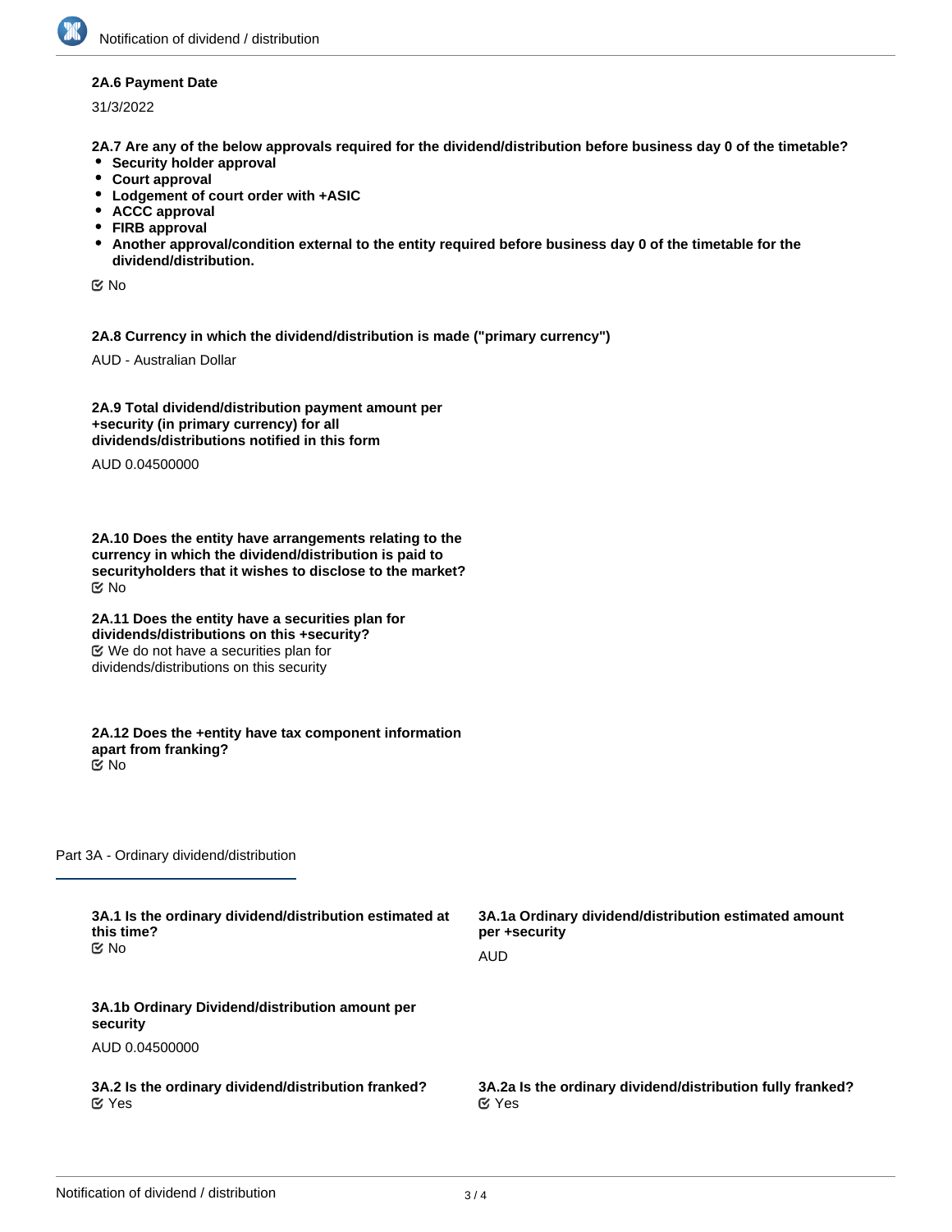**2A.6 Payment Date**

31/3/2022

**2A.7 Are any of the below approvals required for the dividend/distribution before business day 0 of the timetable?**

- **Security holder approval**
- **Court approval**
- **Lodgement of court order with +ASIC**
- **ACCC approval**
- **FIRB approval**
- **Another approval/condition external to the entity required before business day 0 of the timetable for the dividend/distribution.**

No

**2A.8 Currency in which the dividend/distribution is made ("primary currency")**

AUD - Australian Dollar

**2A.9 Total dividend/distribution payment amount per +security (in primary currency) for all dividends/distributions notified in this form**

AUD 0.04500000

**2A.10 Does the entity have arrangements relating to the currency in which the dividend/distribution is paid to securityholders that it wishes to disclose to the market?**

No

**2A.11 Does the entity have a securities plan for dividends/distributions on this +security?**

We do not have a securities plan for dividends/distributions on this security

**2A.12 Does the +entity have tax component information apart from franking?**

No

## Part 3A - Ordinary dividend/distribution

**3A.1 Is the ordinary dividend/distribution estimated at this time?**

No

**3A.1a Ordinary dividend/distribution estimated amount per +security**

AUD

**3A.1b Ordinary Dividend/distribution amount per security**

AUD 0.04500000

**3A.2 Is the ordinary dividend/distribution franked?**

Yes

**3A.2a Is the ordinary dividend/distribution fully franked?**

Yes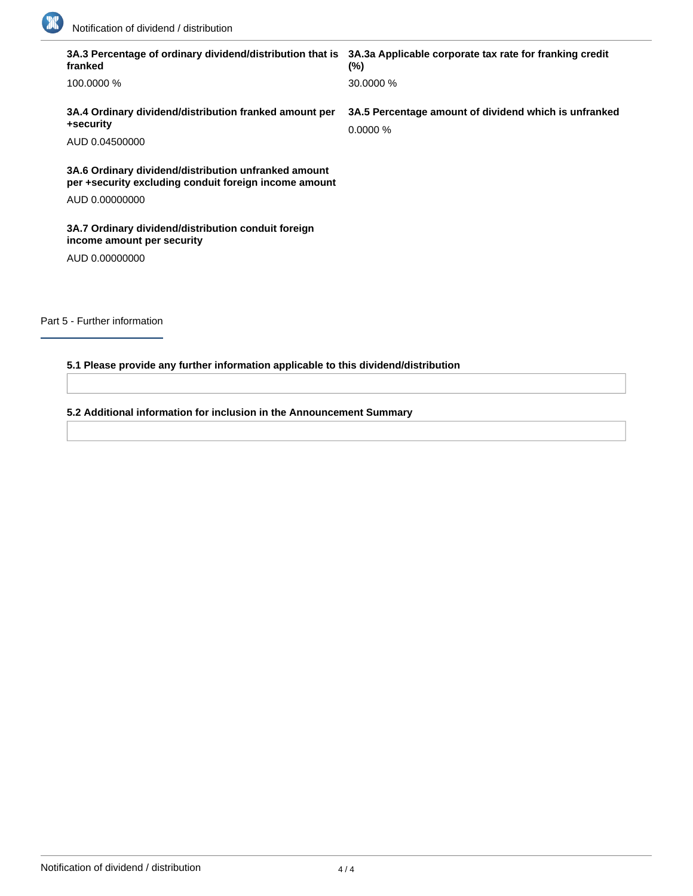**3A.3 Percentage of ordinary dividend/distribution that is franked**

100.0000 %

**3A.3a Applicable corporate tax rate for franking credit (%)**

30.0000 %

**3A.4 Ordinary dividend/distribution franked amount per +security**

AUD 0.04500000

**3A.5 Percentage amount of dividend which is unfranked**

0.0000 %

**3A.6 Ordinary dividend/distribution unfranked amount per +security excluding conduit foreign income amount**

AUD 0.00000000

**3A.7 Ordinary dividend/distribution conduit foreign income amount per security**

AUD 0.00000000

## Part 5 - Further information

**5.1 Please provide any further information applicable to this dividend/distribution**

**5.2 Additional information for inclusion in the Announcement Summary**